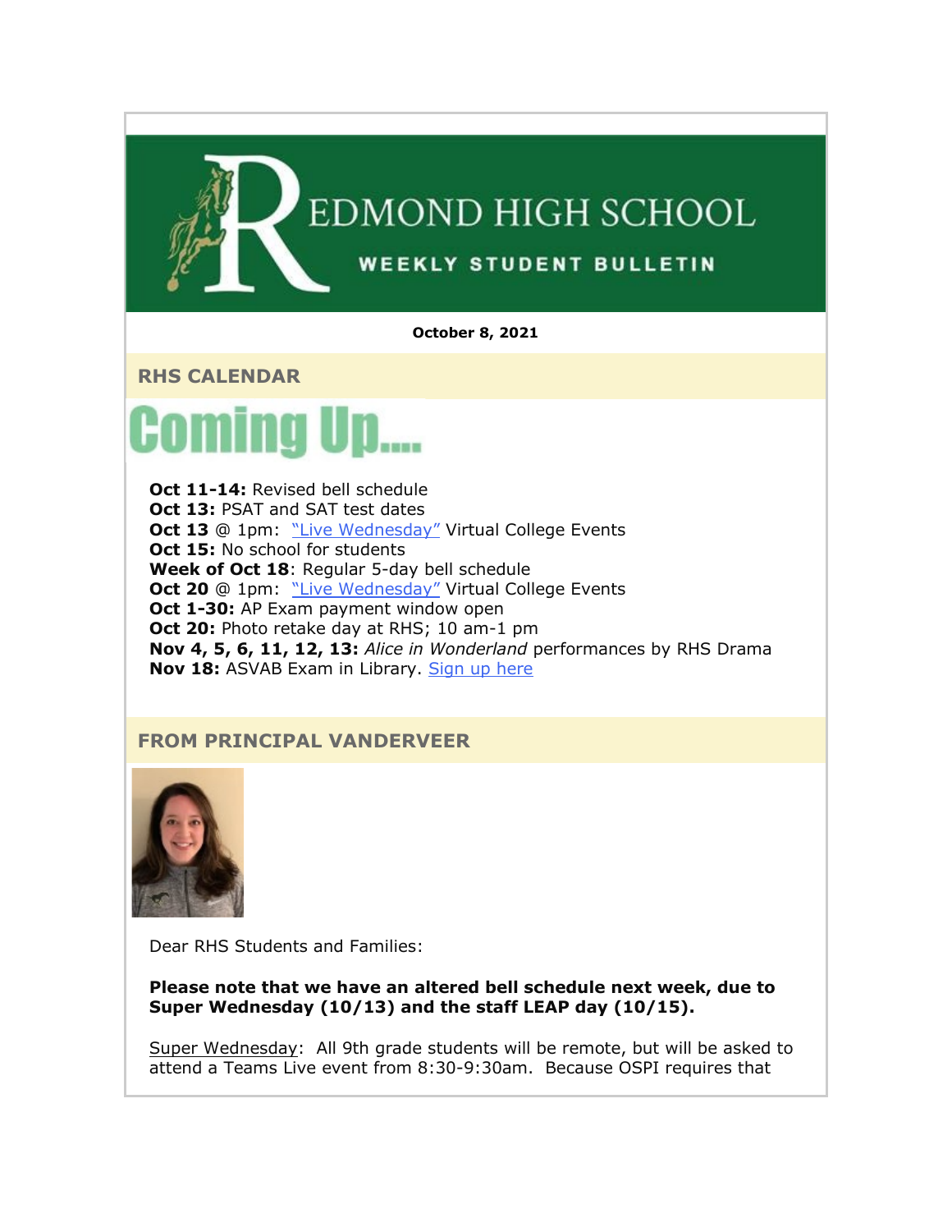# REDMOND HIGH SCHOOL

## WEEKLY STUDENT BULLETIN

**October 8, 2021**

## RHS CALENDAR

# Coming Up....

**Oct 11-14:** Revised bell schedule
**Oct 13:** PSAT and SAT test dates
**Oct 13** @ 1pm: "Live Wednesday" Virtual College Events
**Oct 15:** No school for students
**Week of Oct 18**: Regular 5-day bell schedule
**Oct 20** @ 1pm: "Live Wednesday" Virtual College Events
**Oct 1-30:** AP Exam payment window open
**Oct 20:** Photo retake day at RHS; 10 am-1 pm
**Nov 4, 5, 6, 11, 12, 13:** *Alice in Wonderland* performances by RHS Drama
**Nov 18:** ASVAB Exam in Library. Sign up here

## FROM PRINCIPAL VANDERVEER

Dear RHS Students and Families:

**Please note that we have an altered bell schedule next week, due to Super Wednesday (10/13) and the staff LEAP day (10/15).**

Super Wednesday: All 9th grade students will be remote, but will be asked to attend a Teams Live event from 8:30-9:30am. Because OSPI requires that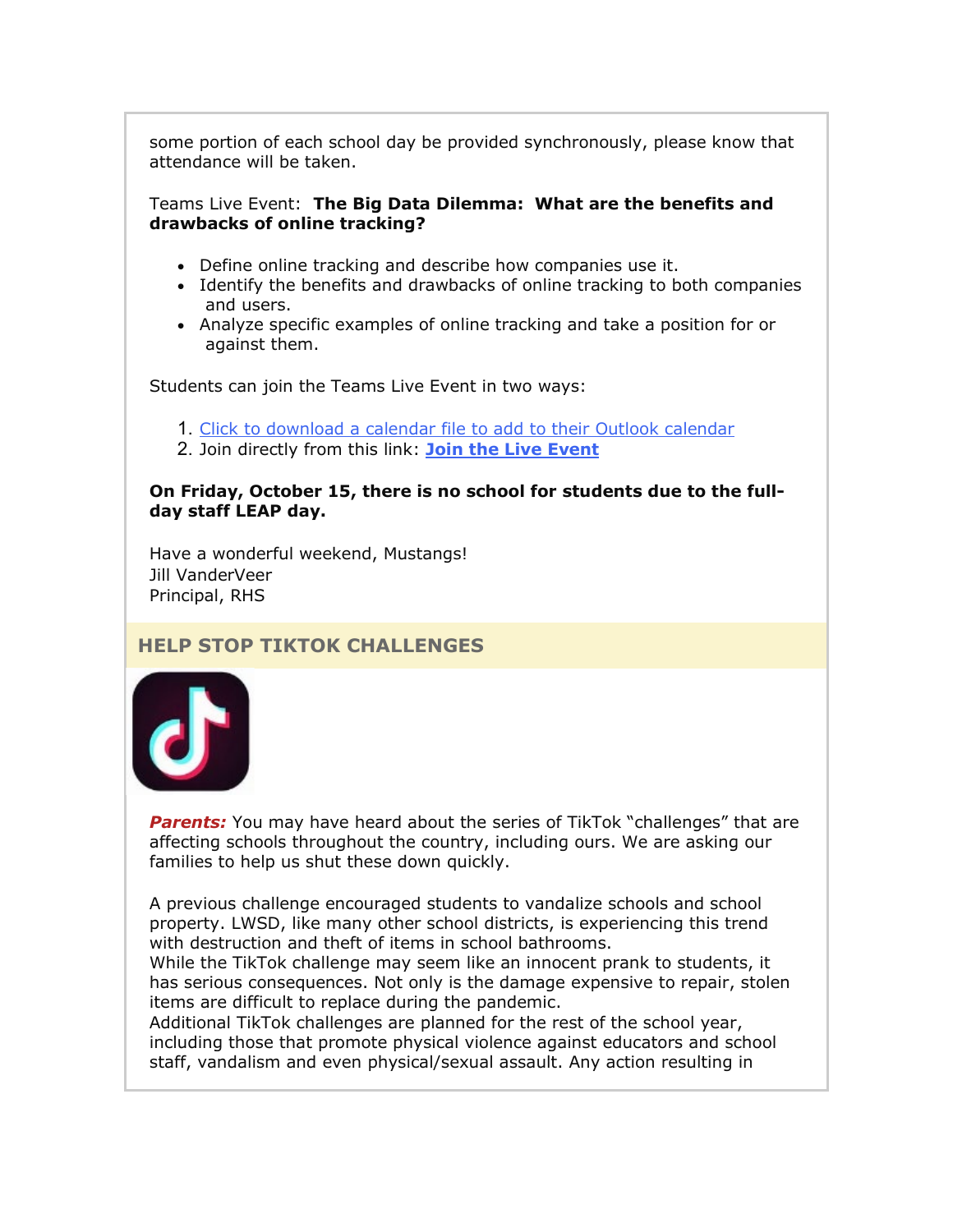some portion of each school day be provided synchronously, please know that attendance will be taken.

Teams Live Event: **The Big Data Dilemma: What are the benefits and drawbacks of online tracking?**

- Define online tracking and describe how companies use it.
- Identify the benefits and drawbacks of online tracking to both companies and users.
- Analyze specific examples of online tracking and take a position for or against them.

Students can join the Teams Live Event in two ways:

1. Click to download a calendar file to add to their Outlook calendar
2. Join directly from this link: **Join the Live Event**

**On Friday, October 15, there is no school for students due to the full-day staff LEAP day.**

Have a wonderful weekend, Mustangs!
Jill VanderVeer
Principal, RHS

## HELP STOP TIKTOK CHALLENGES

***Parents:*** You may have heard about the series of TikTok "challenges" that are affecting schools throughout the country, including ours. We are asking our families to help us shut these down quickly.

A previous challenge encouraged students to vandalize schools and school property. LWSD, like many other school districts, is experiencing this trend with destruction and theft of items in school bathrooms.
While the TikTok challenge may seem like an innocent prank to students, it has serious consequences. Not only is the damage expensive to repair, stolen items are difficult to replace during the pandemic.
Additional TikTok challenges are planned for the rest of the school year, including those that promote physical violence against educators and school staff, vandalism and even physical/sexual assault. Any action resulting in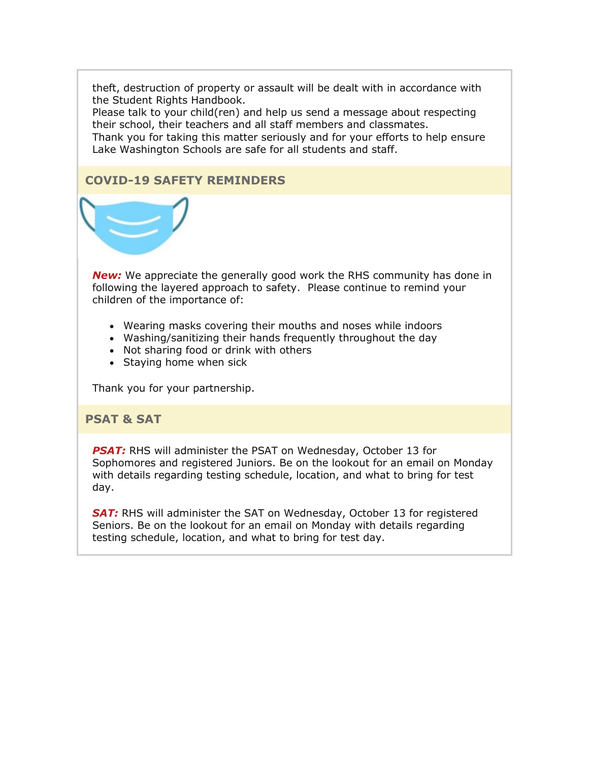theft, destruction of property or assault will be dealt with in accordance with the Student Rights Handbook.
Please talk to your child(ren) and help us send a message about respecting their school, their teachers and all staff members and classmates.
Thank you for taking this matter seriously and for your efforts to help ensure Lake Washington Schools are safe for all students and staff.

## COVID-19 SAFETY REMINDERS

***New:*** We appreciate the generally good work the RHS community has done in following the layered approach to safety. Please continue to remind your children of the importance of:

- Wearing masks covering their mouths and noses while indoors
- Washing/sanitizing their hands frequently throughout the day
- Not sharing food or drink with others
- Staying home when sick

Thank you for your partnership.

## PSAT & SAT

***PSAT:*** RHS will administer the PSAT on Wednesday, October 13 for Sophomores and registered Juniors. Be on the lookout for an email on Monday with details regarding testing schedule, location, and what to bring for test day.

***SAT:*** RHS will administer the SAT on Wednesday, October 13 for registered Seniors. Be on the lookout for an email on Monday with details regarding testing schedule, location, and what to bring for test day.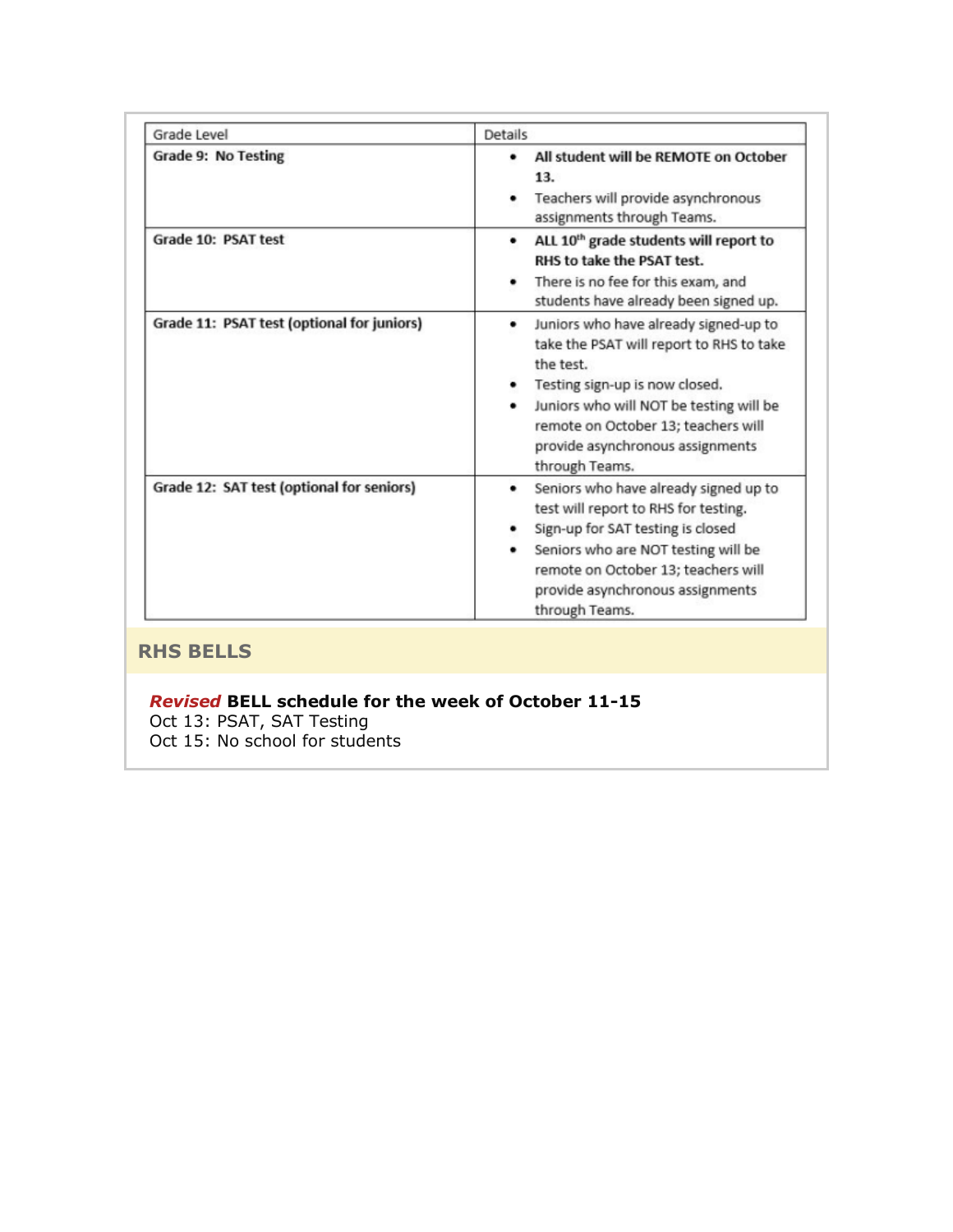| Grade Level | Details |
|---|---|
| **Grade 9: No Testing** | • **All student will be REMOTE on October 13.** • Teachers will provide asynchronous assignments through Teams. |
| **Grade 10: PSAT test** | • **ALL 10th grade students will report to RHS to take the PSAT test.** • There is no fee for this exam, and students have already been signed up. |
| **Grade 11: PSAT test (optional for juniors)** | • Juniors who have already signed-up to take the PSAT will report to RHS to take the test. • Testing sign-up is now closed. • Juniors who will NOT be testing will be remote on October 13; teachers will provide asynchronous assignments through Teams. |
| **Grade 12: SAT test (optional for seniors)** | • Seniors who have already signed up to test will report to RHS for testing. • Sign-up for SAT testing is closed • Seniors who are NOT testing will be remote on October 13; teachers will provide asynchronous assignments through Teams. |

## RHS BELLS

***Revised*** **BELL schedule for the week of October 11-15**

Oct 13: PSAT, SAT Testing

Oct 15: No school for students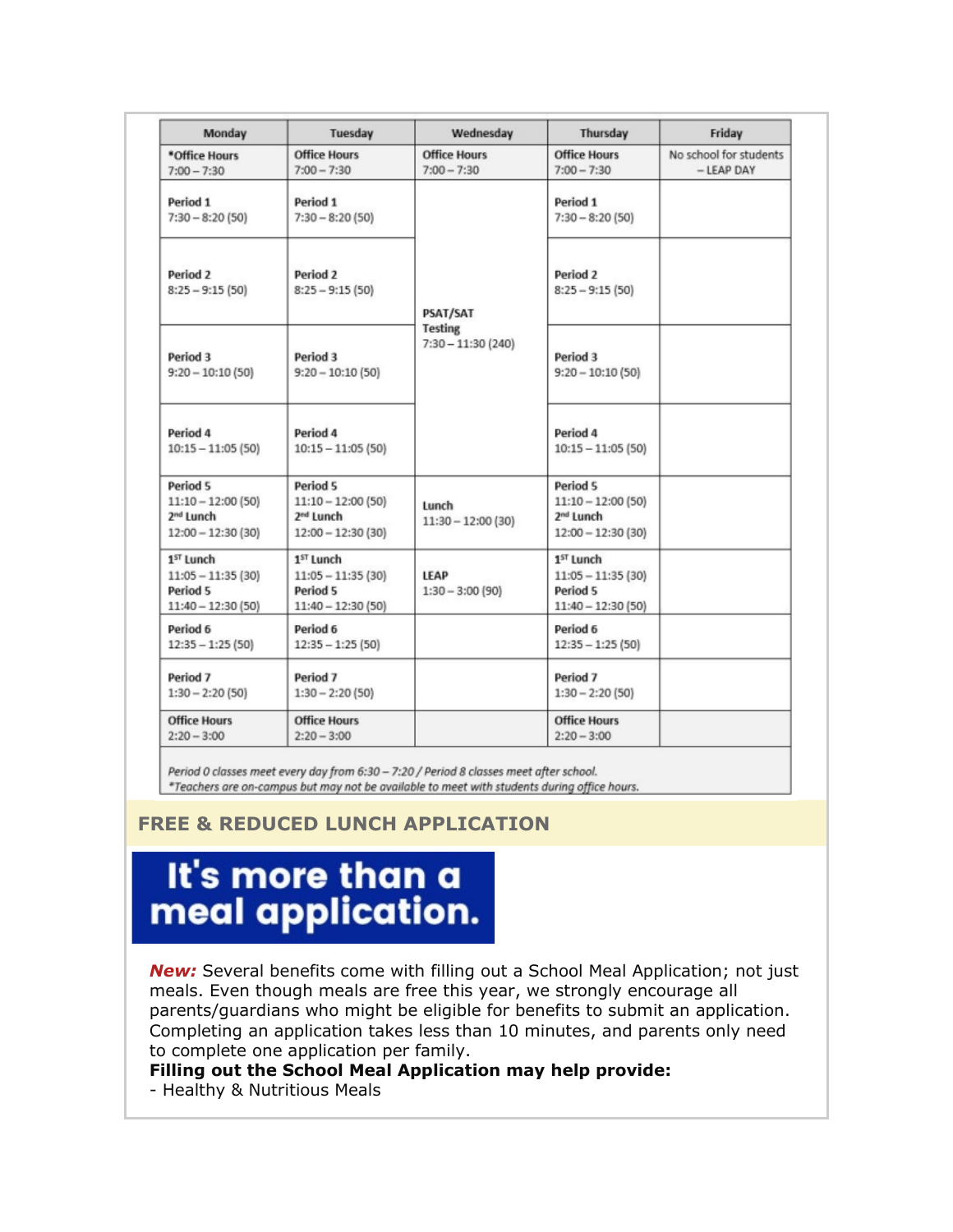| Monday | Tuesday | Wednesday | Thursday | Friday |
|---|---|---|---|---|
| *Office Hours 7:00 – 7:30 | Office Hours 7:00 – 7:30 | Office Hours 7:00 – 7:30 | Office Hours 7:00 – 7:30 | No school for students – LEAP DAY |
| Period 1 7:30 – 8:20 (50) | Period 1 7:30 – 8:20 (50) | PSAT/SAT Testing 7:30 – 11:30 (240) | Period 1 7:30 – 8:20 (50) | |
| Period 2 8:25 – 9:15 (50) | Period 2 8:25 – 9:15 (50) | | Period 2 8:25 – 9:15 (50) | |
| Period 3 9:20 – 10:10 (50) | Period 3 9:20 – 10:10 (50) | | Period 3 9:20 – 10:10 (50) | |
| Period 4 10:15 – 11:05 (50) | Period 4 10:15 – 11:05 (50) | | Period 4 10:15 – 11:05 (50) | |
| Period 5 11:10 – 12:00 (50) 2nd Lunch 12:00 – 12:30 (30) | Period 5 11:10 – 12:00 (50) 2nd Lunch 12:00 – 12:30 (30) | Lunch 11:30 – 12:00 (30) | Period 5 11:10 – 12:00 (50) 2nd Lunch 12:00 – 12:30 (30) | |
| 1ST Lunch 11:05 – 11:35 (30) Period 5 11:40 – 12:30 (50) | 1ST Lunch 11:05 – 11:35 (30) Period 5 11:40 – 12:30 (50) | LEAP 1:30 – 3:00 (90) | 1ST Lunch 11:05 – 11:35 (30) Period 5 11:40 – 12:30 (50) | |
| Period 6 12:35 – 1:25 (50) | Period 6 12:35 – 1:25 (50) | | Period 6 12:35 – 1:25 (50) | |
| Period 7 1:30 – 2:20 (50) | Period 7 1:30 – 2:20 (50) | | Period 7 1:30 – 2:20 (50) | |
| Office Hours 2:20 – 3:00 | Office Hours 2:20 – 3:00 | | Office Hours 2:20 – 3:00 | |

*Period 0 classes meet every day from 6:30 – 7:20 / Period 8 classes meet after school.*
*\*Teachers are on-campus but may not be available to meet with students during office hours.*

## FREE & REDUCED LUNCH APPLICATION

# It's more than a meal application.

***New:*** Several benefits come with filling out a School Meal Application; not just meals. Even though meals are free this year, we strongly encourage all parents/guardians who might be eligible for benefits to submit an application. Completing an application takes less than 10 minutes, and parents only need to complete one application per family.

**Filling out the School Meal Application may help provide:**

- Healthy & Nutritious Meals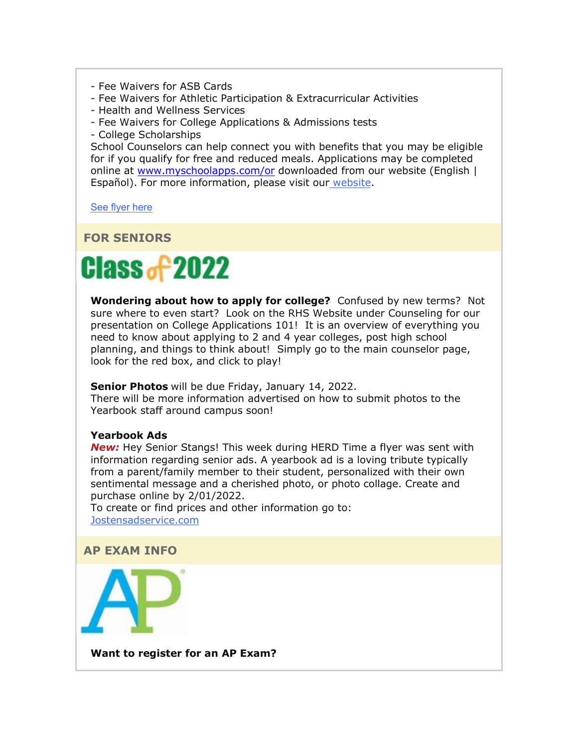- Fee Waivers for ASB Cards
- Fee Waivers for Athletic Participation & Extracurricular Activities
- Health and Wellness Services
- Fee Waivers for College Applications & Admissions tests
- College Scholarships

School Counselors can help connect you with benefits that you may be eligible for if you qualify for free and reduced meals. Applications may be completed online at www.myschoolapps.com/or downloaded from our website (English | Español). For more information, please visit our website.

See flyer here

## FOR SENIORS

Class of 2022

**Wondering about how to apply for college?** Confused by new terms? Not sure where to even start? Look on the RHS Website under Counseling for our presentation on College Applications 101! It is an overview of everything you need to know about applying to 2 and 4 year colleges, post high school planning, and things to think about! Simply go to the main counselor page, look for the red box, and click to play!

**Senior Photos** will be due Friday, January 14, 2022.
There will be more information advertised on how to submit photos to the Yearbook staff around campus soon!

**Yearbook Ads**
***New:*** Hey Senior Stangs! This week during HERD Time a flyer was sent with information regarding senior ads. A yearbook ad is a loving tribute typically from a parent/family member to their student, personalized with their own sentimental message and a cherished photo, or photo collage. Create and purchase online by 2/01/2022.
To create or find prices and other information go to:
Jostensadservice.com

## AP EXAM INFO

**Want to register for an AP Exam?**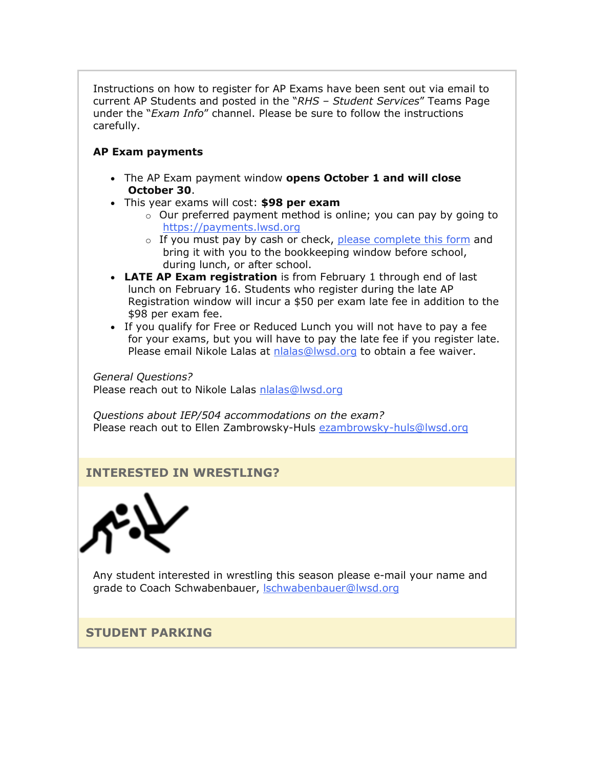Instructions on how to register for AP Exams have been sent out via email to current AP Students and posted in the "*RHS – Student Services*" Teams Page under the "*Exam Info*" channel. Please be sure to follow the instructions carefully.

**AP Exam payments**

- The AP Exam payment window **opens October 1 and will close October 30**.
- This year exams will cost: **$98 per exam**
  - Our preferred payment method is online; you can pay by going to [https://payments.lwsd.org](https://payments.lwsd.org)
  - If you must pay by cash or check, please complete this form and bring it with you to the bookkeeping window before school, during lunch, or after school.
- **LATE AP Exam registration** is from February 1 through end of last lunch on February 16. Students who register during the late AP Registration window will incur a $50 per exam late fee in addition to the $98 per exam fee.
- If you qualify for Free or Reduced Lunch you will not have to pay a fee for your exams, but you will have to pay the late fee if you register late. Please email Nikole Lalas at nlalas@lwsd.org to obtain a fee waiver.

*General Questions?*
Please reach out to Nikole Lalas nlalas@lwsd.org

*Questions about IEP/504 accommodations on the exam?*
Please reach out to Ellen Zambrowsky-Huls ezambrowsky-huls@lwsd.org

## INTERESTED IN WRESTLING?

Any student interested in wrestling this season please e-mail your name and grade to Coach Schwabenbauer, lschwabenbauer@lwsd.org

## STUDENT PARKING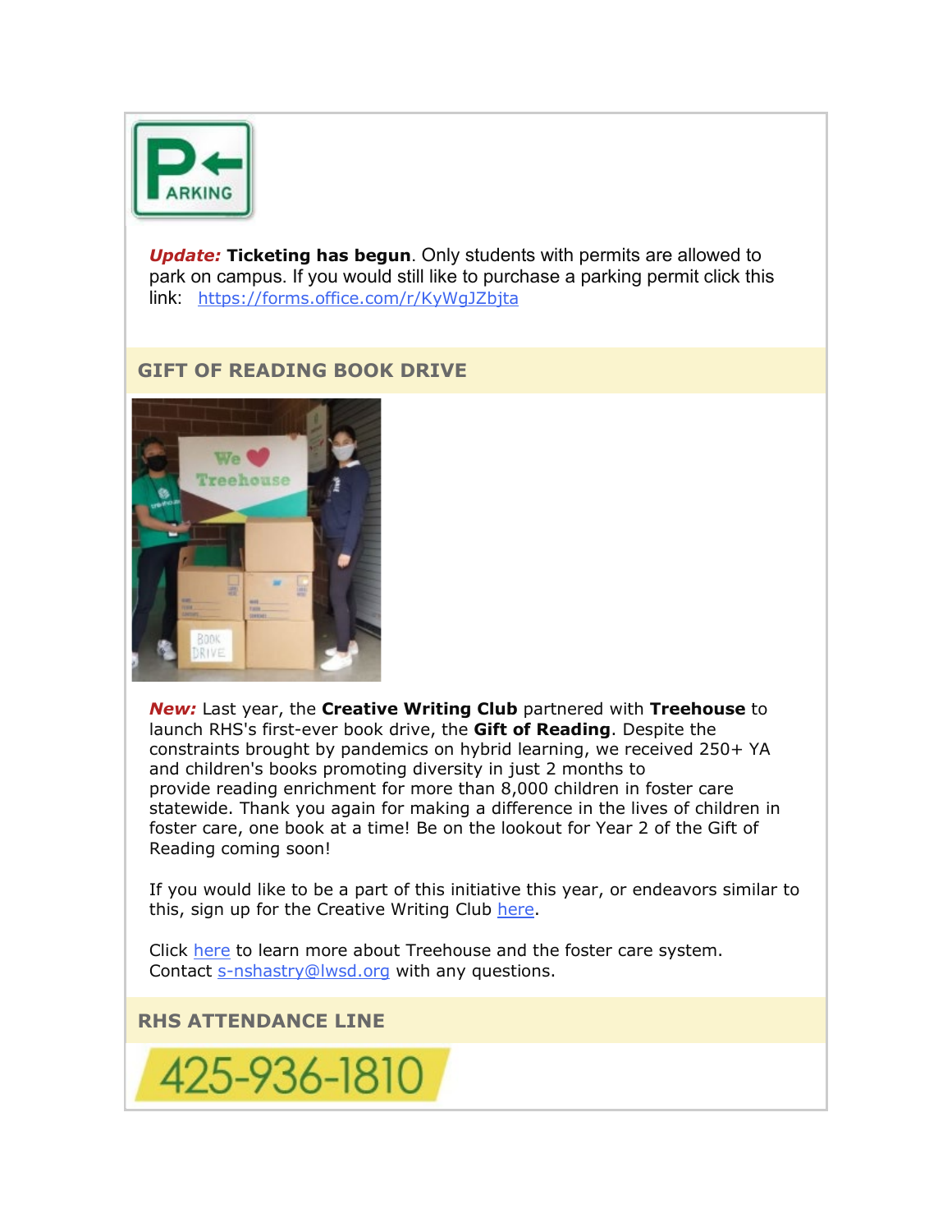***Update:*** **Ticketing has begun**. Only students with permits are allowed to park on campus. If you would still like to purchase a parking permit click this link: https://forms.office.com/r/KyWgJZbjta

## GIFT OF READING BOOK DRIVE

***New:*** Last year, the **Creative Writing Club** partnered with **Treehouse** to launch RHS's first-ever book drive, the **Gift of Reading**. Despite the constraints brought by pandemics on hybrid learning, we received 250+ YA and children's books promoting diversity in just 2 months to provide reading enrichment for more than 8,000 children in foster care statewide. Thank you again for making a difference in the lives of children in foster care, one book at a time! Be on the lookout for Year 2 of the Gift of Reading coming soon!

If you would like to be a part of this initiative this year, or endeavors similar to this, sign up for the Creative Writing Club here.

Click here to learn more about Treehouse and the foster care system. Contact s-nshastry@lwsd.org with any questions.

## RHS ATTENDANCE LINE

425-936-1810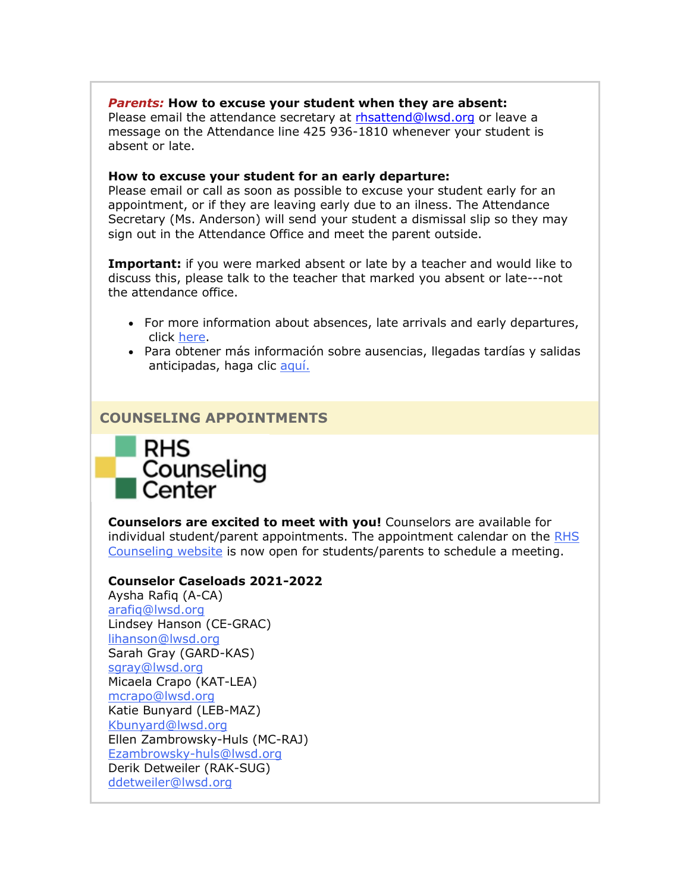***Parents:*** **How to excuse your student when they are absent:**
Please email the attendance secretary at rhsattend@lwsd.org or leave a message on the Attendance line 425 936-1810 whenever your student is absent or late.

**How to excuse your student for an early departure:**
Please email or call as soon as possible to excuse your student early for an appointment, or if they are leaving early due to an ilness. The Attendance Secretary (Ms. Anderson) will send your student a dismissal slip so they may sign out in the Attendance Office and meet the parent outside.

**Important:** if you were marked absent or late by a teacher and would like to discuss this, please talk to the teacher that marked you absent or late---not the attendance office.

- For more information about absences, late arrivals and early departures, click here.
- Para obtener más información sobre ausencias, llegadas tardías y salidas anticipadas, haga clic aquí.

## COUNSELING APPOINTMENTS

RHS Counseling Center

**Counselors are excited to meet with you!** Counselors are available for individual student/parent appointments. The appointment calendar on the RHS Counseling website is now open for students/parents to schedule a meeting.

**Counselor Caseloads 2021-2022**
Aysha Rafiq (A-CA)
arafiq@lwsd.org
Lindsey Hanson (CE-GRAC)
lihanson@lwsd.org
Sarah Gray (GARD-KAS)
sgray@lwsd.org
Micaela Crapo (KAT-LEA)
mcrapo@lwsd.org
Katie Bunyard (LEB-MAZ)
Kbunyard@lwsd.org
Ellen Zambrowsky-Huls (MC-RAJ)
Ezambrowsky-huls@lwsd.org
Derik Detweiler (RAK-SUG)
ddetweiler@lwsd.org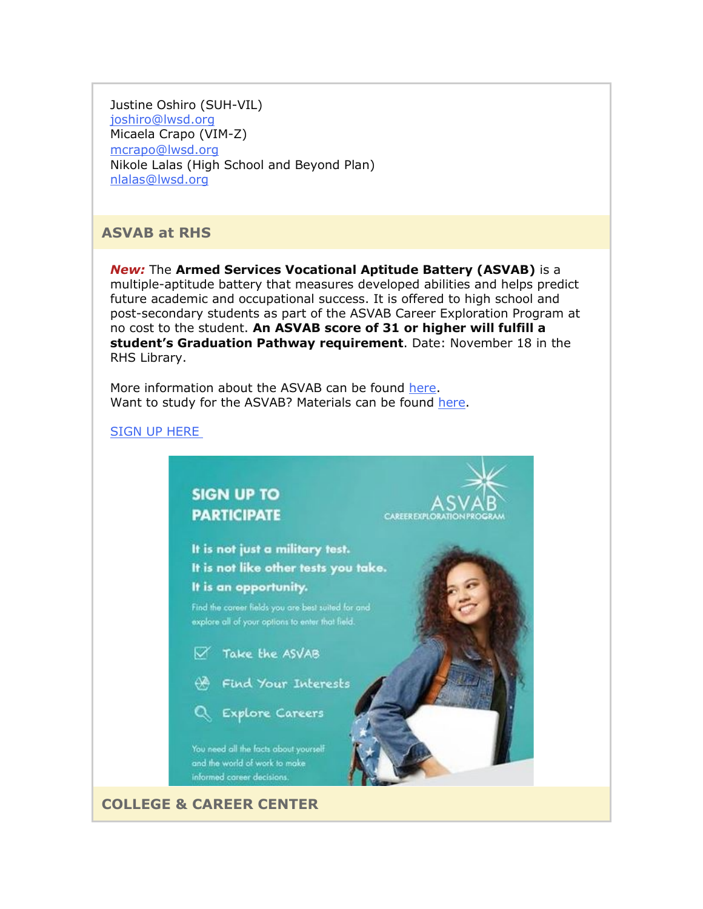Justine Oshiro (SUH-VIL)
joshiro@lwsd.org
Micaela Crapo (VIM-Z)
mcrapo@lwsd.org
Nikole Lalas (High School and Beyond Plan)
nlalas@lwsd.org

## ASVAB at RHS

***New:*** The **Armed Services Vocational Aptitude Battery (ASVAB)** is a multiple-aptitude battery that measures developed abilities and helps predict future academic and occupational success. It is offered to high school and post-secondary students as part of the ASVAB Career Exploration Program at no cost to the student. **An ASVAB score of 31 or higher will fulfill a student's Graduation Pathway requirement**. Date: November 18 in the RHS Library.

More information about the ASVAB can be found here.
Want to study for the ASVAB? Materials can be found here.

SIGN UP HERE

SIGN UP TO PARTICIPATE

ASVAB CAREER EXPLORATION PROGRAM

It is not just a military test.
It is not like other tests you take.
It is an opportunity.

Find the career fields you are best suited for and explore all of your options to enter that field.

- Take the ASVAB
- Find Your Interests
- Explore Careers

You need all the facts about yourself and the world of work to make informed career decisions.

## COLLEGE & CAREER CENTER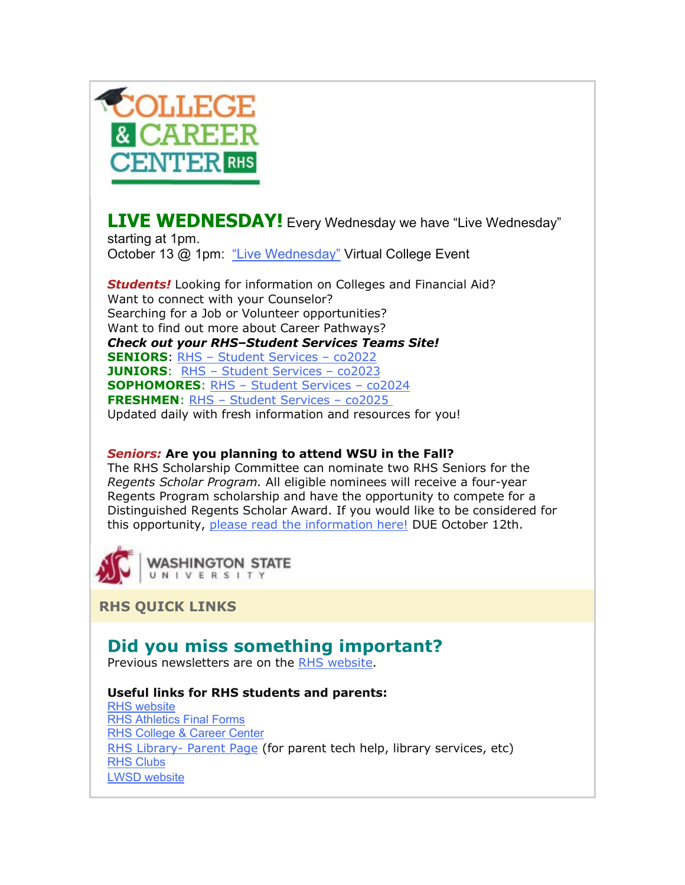COLLEGE & CAREER CENTER RHS

**LIVE WEDNESDAY!** Every Wednesday we have "Live Wednesday" starting at 1pm.
October 13 @ 1pm: "Live Wednesday" Virtual College Event

***Students!*** Looking for information on Colleges and Financial Aid?
Want to connect with your Counselor?
Searching for a Job or Volunteer opportunities?
Want to find out more about Career Pathways?
***Check out your RHS–Student Services Teams Site!***
**SENIORS**: RHS – Student Services – co2022
**JUNIORS**: RHS – Student Services – co2023
**SOPHOMORES**: RHS – Student Services – co2024
**FRESHMEN**: RHS – Student Services – co2025
Updated daily with fresh information and resources for you!

***Seniors:*** **Are you planning to attend WSU in the Fall?**
The RHS Scholarship Committee can nominate two RHS Seniors for the *Regents Scholar Program.* All eligible nominees will receive a four-year Regents Program scholarship and have the opportunity to compete for a Distinguished Regents Scholar Award. If you would like to be considered for this opportunity, please read the information here! DUE October 12th.

WASHINGTON STATE UNIVERSITY

## RHS QUICK LINKS

## Did you miss something important?

Previous newsletters are on the RHS website.

**Useful links for RHS students and parents:**

RHS website
RHS Athletics Final Forms
RHS College & Career Center
RHS Library- Parent Page (for parent tech help, library services, etc)
RHS Clubs
LWSD website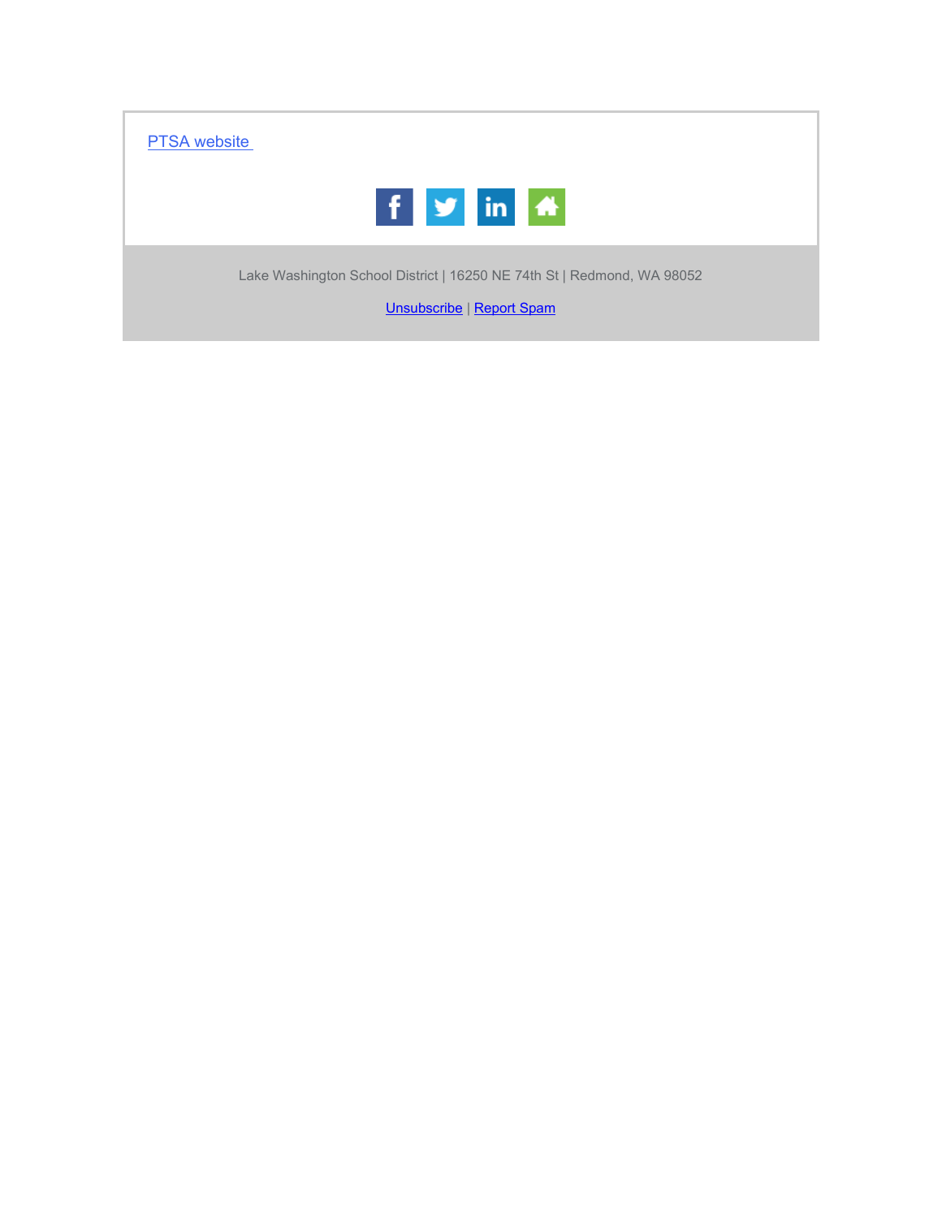PTSA website

Lake Washington School District | 16250 NE 74th St | Redmond, WA 98052

Unsubscribe | Report Spam